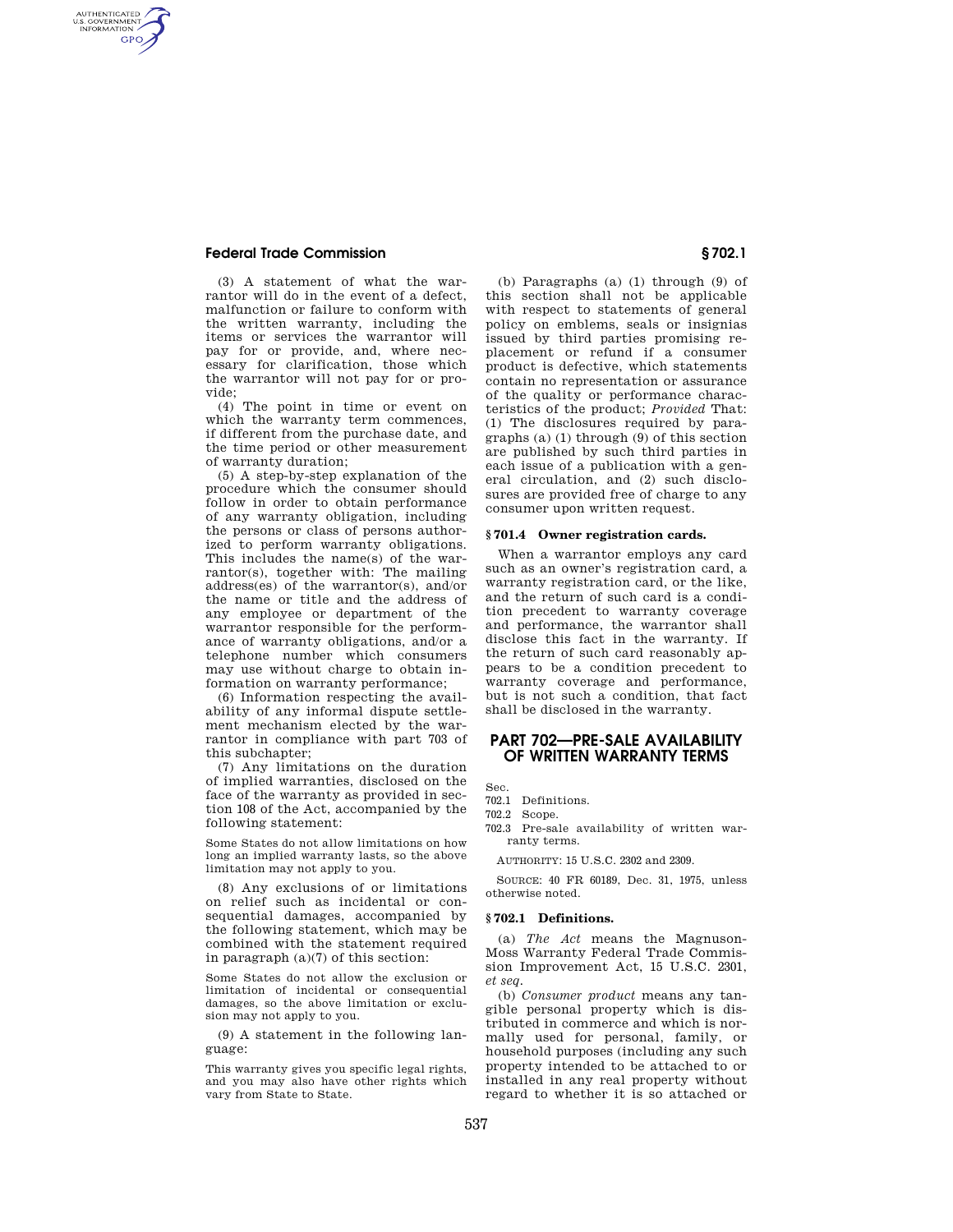(3) A statement of what the warrantor will do in the event of a defect, malfunction or failure to conform with the written warranty, including the items or services the warrantor will pay for or provide, and, where necessary for clarification, those which the warrantor will not pay for or provide;

(4) The point in time or event on which the warranty term commences, if different from the purchase date, and the time period or other measurement of warranty duration;

(5) A step-by-step explanation of the procedure which the consumer should follow in order to obtain performance of any warranty obligation, including the persons or class of persons authorized to perform warranty obligations. This includes the name(s) of the warrantor(s), together with: The mailing address(es) of the warrantor(s), and/or the name or title and the address of any employee or department of the warrantor responsible for the performance of warranty obligations, and/or a telephone number which consumers may use without charge to obtain information on warranty performance;

(6) Information respecting the availability of any informal dispute settlement mechanism elected by the warrantor in compliance with part 703 of this subchapter;

(7) Any limitations on the duration of implied warranties, disclosed on the face of the warranty as provided in section 108 of the Act, accompanied by the following statement:

Some States do not allow limitations on how long an implied warranty lasts, so the above limitation may not apply to you.

(8) Any exclusions of or limitations on relief such as incidental or consequential damages, accompanied by the following statement, which may be combined with the statement required in paragraph (a)(7) of this section:

Some States do not allow the exclusion or limitation of incidental or consequential damages, so the above limitation or exclusion may not apply to you.

(9) A statement in the following language:

This warranty gives you specific legal rights, and you may also have other rights which vary from State to State.

(b) Paragraphs (a) (1) through (9) of this section shall not be applicable with respect to statements of general policy on emblems, seals or insignias issued by third parties promising replacement or refund if a consumer product is defective, which statements contain no representation or assurance of the quality or performance characteristics of the product; *Provided* That: (1) The disclosures required by paragraphs (a) (1) through (9) of this section are published by such third parties in each issue of a publication with a general circulation, and (2) such disclosures are provided free of charge to any consumer upon written request.

### § 701.4 Owner registration cards.

When a warrantor employs any card such as an owner's registration card, a warranty registration card, or the like, and the return of such card is a condition precedent to warranty coverage and performance, the warrantor shall disclose this fact in the warranty. If the return of such card reasonably appears to be a condition precedent to warranty coverage and performance, but is not such a condition, that fact shall be disclosed in the warranty.

## PART 702—PRE-SALE AVAILABILITY OF WRITTEN WARRANTY TERMS

Sec.
702.1 Definitions.
702.2 Scope.
702.3 Pre-sale availability of written warranty terms.

AUTHORITY: 15 U.S.C. 2302 and 2309.

SOURCE: 40 FR 60189, Dec. 31, 1975, unless otherwise noted.

### § 702.1 Definitions.

(a) *The Act* means the Magnuson-Moss Warranty Federal Trade Commission Improvement Act, 15 U.S.C. 2301, *et seq.*

(b) *Consumer product* means any tangible personal property which is distributed in commerce and which is normally used for personal, family, or household purposes (including any such property intended to be attached to or installed in any real property without regard to whether it is so attached or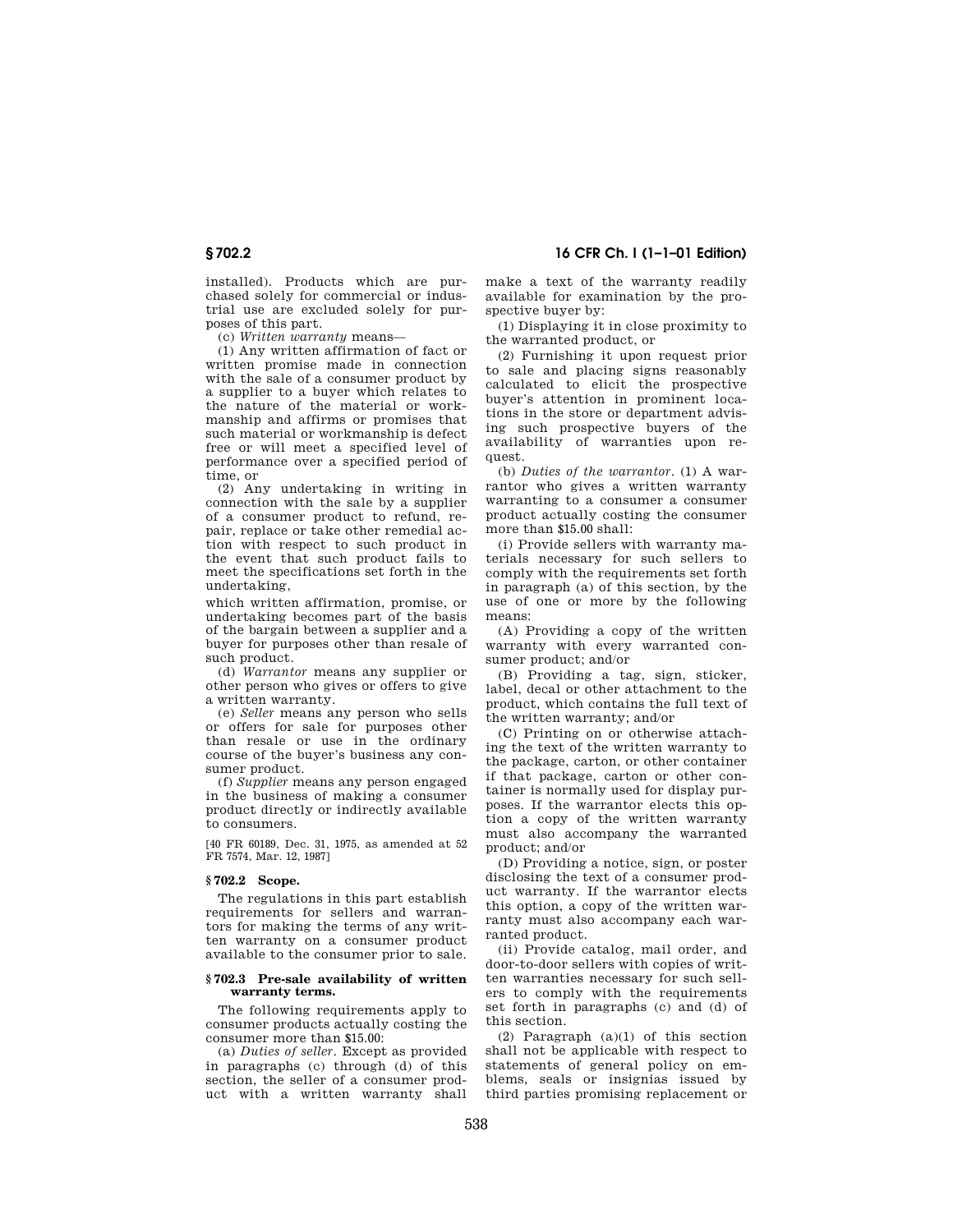installed). Products which are purchased solely for commercial or industrial use are excluded solely for purposes of this part.

(c) *Written warranty* means—

(1) Any written affirmation of fact or written promise made in connection with the sale of a consumer product by a supplier to a buyer which relates to the nature of the material or workmanship and affirms or promises that such material or workmanship is defect free or will meet a specified level of performance over a specified period of time, or

(2) Any undertaking in writing in connection with the sale by a supplier of a consumer product to refund, repair, replace or take other remedial action with respect to such product in the event that such product fails to meet the specifications set forth in the undertaking,

which written affirmation, promise, or undertaking becomes part of the basis of the bargain between a supplier and a buyer for purposes other than resale of such product.

(d) *Warrantor* means any supplier or other person who gives or offers to give a written warranty.

(e) *Seller* means any person who sells or offers for sale for purposes other than resale or use in the ordinary course of the buyer's business any consumer product.

(f) *Supplier* means any person engaged in the business of making a consumer product directly or indirectly available to consumers.

[40 FR 60189, Dec. 31, 1975, as amended at 52 FR 7574, Mar. 12, 1987]

### § 702.2 Scope.

The regulations in this part establish requirements for sellers and warrantors for making the terms of any written warranty on a consumer product available to the consumer prior to sale.

### § 702.3 Pre-sale availability of written warranty terms.

The following requirements apply to consumer products actually costing the consumer more than $15.00:

(a) *Duties of seller.* Except as provided in paragraphs (c) through (d) of this section, the seller of a consumer product with a written warranty shall make a text of the warranty readily available for examination by the prospective buyer by:

(1) Displaying it in close proximity to the warranted product, or

(2) Furnishing it upon request prior to sale and placing signs reasonably calculated to elicit the prospective buyer's attention in prominent locations in the store or department advising such prospective buyers of the availability of warranties upon request.

(b) *Duties of the warrantor.* (1) A warrantor who gives a written warranty warranting to a consumer a consumer product actually costing the consumer more than $15.00 shall:

(i) Provide sellers with warranty materials necessary for such sellers to comply with the requirements set forth in paragraph (a) of this section, by the use of one or more by the following means:

(A) Providing a copy of the written warranty with every warranted consumer product; and/or

(B) Providing a tag, sign, sticker, label, decal or other attachment to the product, which contains the full text of the written warranty; and/or

(C) Printing on or otherwise attaching the text of the written warranty to the package, carton, or other container if that package, carton or other container is normally used for display purposes. If the warrantor elects this option a copy of the written warranty must also accompany the warranted product; and/or

(D) Providing a notice, sign, or poster disclosing the text of a consumer product warranty. If the warrantor elects this option, a copy of the written warranty must also accompany each warranted product.

(ii) Provide catalog, mail order, and door-to-door sellers with copies of written warranties necessary for such sellers to comply with the requirements set forth in paragraphs (c) and (d) of this section.

(2) Paragraph (a)(1) of this section shall not be applicable with respect to statements of general policy on emblems, seals or insignias issued by third parties promising replacement or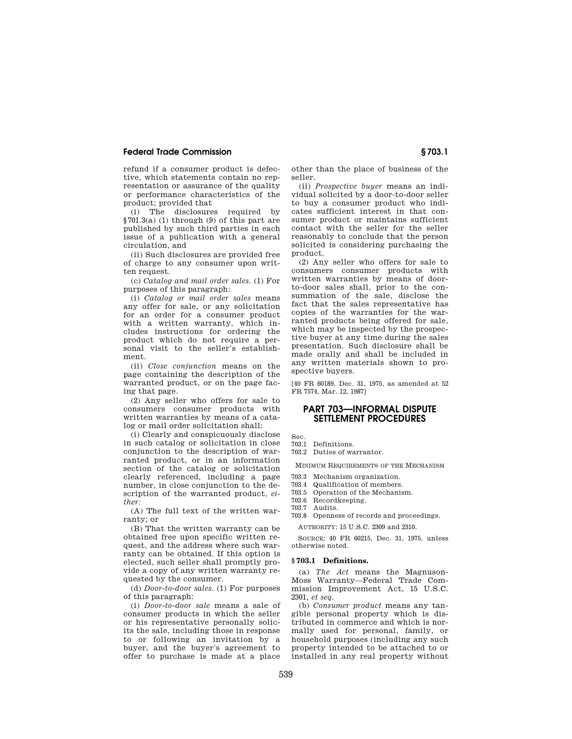refund if a consumer product is defective, which statements contain no representation or assurance of the quality or performance characteristics of the product; provided that

(i) The disclosures required by §701.3(a) (1) through (9) of this part are published by such third parties in each issue of a publication with a general circulation, and

(ii) Such disclosures are provided free of charge to any consumer upon written request.

(c) *Catalog and mail order sales.* (1) For purposes of this paragraph:

(i) *Catalog or mail order sales* means any offer for sale, or any solicitation for an order for a consumer product with a written warranty, which includes instructions for ordering the product which do not require a personal visit to the seller's establishment.

(ii) *Close conjunction* means on the page containing the description of the warranted product, or on the page facing that page.

(2) Any seller who offers for sale to consumers consumer products with written warranties by means of a catalog or mail order solicitation shall:

(i) Clearly and conspicuously disclose in such catalog or solicitation in close conjunction to the description of warranted product, or in an information section of the catalog or solicitation clearly referenced, including a page number, in close conjunction to the description of the warranted product, *either:*

(A) The full text of the written warranty; or

(B) That the written warranty can be obtained free upon specific written request, and the address where such warranty can be obtained. If this option is elected, such seller shall promptly provide a copy of any written warranty requested by the consumer.

(d) *Door-to-door sales.* (1) For purposes of this paragraph:

(i) *Door-to-door sale* means a sale of consumer products in which the seller or his representative personally solicits the sale, including those in response to or following an invitation by a buyer, and the buyer's agreement to offer to purchase is made at a place other than the place of business of the seller.

(ii) *Prospective buyer* means an individual solicited by a door-to-door seller to buy a consumer product who indicates sufficient interest in that consumer product or maintains sufficient contact with the seller for the seller reasonably to conclude that the person solicited is considering purchasing the product.

(2) Any seller who offers for sale to consumers consumer products with written warranties by means of door-to-door sales shall, prior to the consummation of the sale, disclose the fact that the sales representative has copies of the warranties for the warranted products being offered for sale, which may be inspected by the prospective buyer at any time during the sales presentation. Such disclosure shall be made orally and shall be included in any written materials shown to prospective buyers.

[40 FR 60189, Dec. 31, 1975, as amended at 52 FR 7574, Mar. 12, 1987]

## PART 703—INFORMAL DISPUTE SETTLEMENT PROCEDURES

Sec.
703.1 Definitions.
703.2 Duties of warrantor.

MINIMUM REQUIREMENTS OF THE MECHANISM

703.3 Mechanism organization.
703.4 Qualification of members.
703.5 Operation of the Mechanism.
703.6 Recordkeeping.
703.7 Audits.
703.8 Openness of records and proceedings.

AUTHORITY: 15 U.S.C. 2309 and 2310.

SOURCE: 40 FR 60215, Dec. 31, 1975, unless otherwise noted.

### § 703.1 Definitions.

(a) *The Act* means the Magnuson-Moss Warranty—Federal Trade Commission Improvement Act, 15 U.S.C. 2301, *et seq.*

(b) *Consumer product* means any tangible personal property which is distributed in commerce and which is normally used for personal, family, or household purposes (including any such property intended to be attached to or installed in any real property without